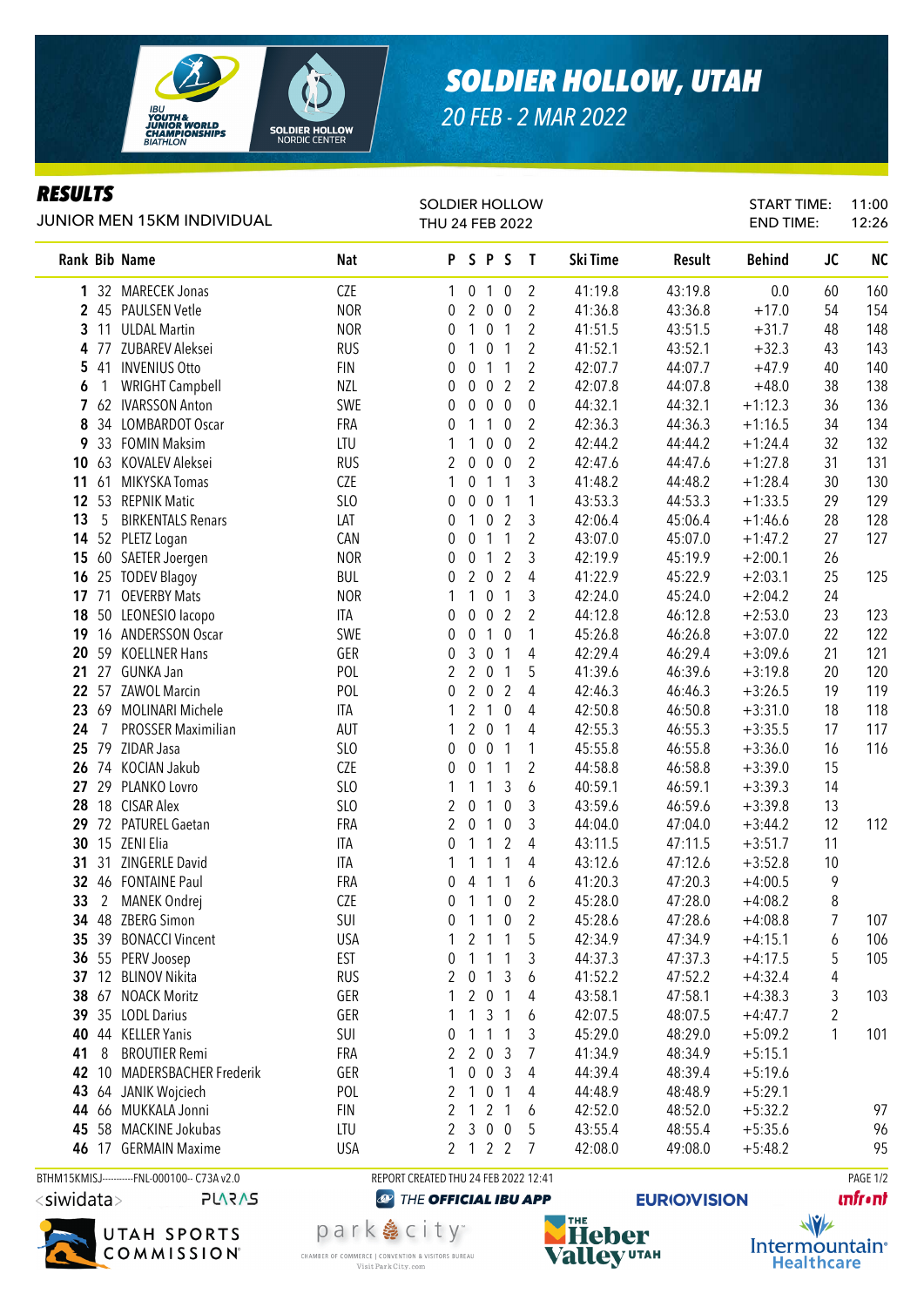# SOLDIER HOLLOW, UTAH

20 FEB - 2 MAR 2022

## RESULTS

JUNIOR MEN 15KM INDIVIDUAL

SOLDIER HOLLOW
THU 24 FEB 2022

START TIME: 11:00
END TIME: 12:26

| Rank | Bib | Name | Nat | P | S | P | S | T | Ski Time | Result | Behind | JC | NC |
|---|---|---|---|---|---|---|---|---|---|---|---|---|---|
| 1 | 32 | MARECEK Jonas | CZE | 1 | 0 | 1 | 0 | 2 | 41:19.8 | 43:19.8 | 0.0 | 60 | 160 |
| 2 | 45 | PAULSEN Vetle | NOR | 0 | 2 | 0 | 0 | 2 | 41:36.8 | 43:36.8 | +17.0 | 54 | 154 |
| 3 | 11 | ULDAL Martin | NOR | 0 | 1 | 0 | 1 | 2 | 41:51.5 | 43:51.5 | +31.7 | 48 | 148 |
| 4 | 77 | ZUBAREV Aleksei | RUS | 0 | 1 | 0 | 1 | 2 | 41:52.1 | 43:52.1 | +32.3 | 43 | 143 |
| 5 | 41 | INVENIUS Otto | FIN | 0 | 0 | 1 | 1 | 2 | 42:07.7 | 44:07.7 | +47.9 | 40 | 140 |
| 6 | 1 | WRIGHT Campbell | NZL | 0 | 0 | 0 | 2 | 2 | 42:07.8 | 44:07.8 | +48.0 | 38 | 138 |
| 7 | 62 | IVARSSON Anton | SWE | 0 | 0 | 0 | 0 | 0 | 44:32.1 | 44:32.1 | +1:12.3 | 36 | 136 |
| 8 | 34 | LOMBARDOT Oscar | FRA | 0 | 1 | 1 | 0 | 2 | 42:36.3 | 44:36.3 | +1:16.5 | 34 | 134 |
| 9 | 33 | FOMIN Maksim | LTU | 1 | 1 | 0 | 0 | 2 | 42:44.2 | 44:44.2 | +1:24.4 | 32 | 132 |
| 10 | 63 | KOVALEV Aleksei | RUS | 2 | 0 | 0 | 0 | 2 | 42:47.6 | 44:47.6 | +1:27.8 | 31 | 131 |
| 11 | 61 | MIKYSKA Tomas | CZE | 1 | 0 | 1 | 1 | 3 | 41:48.2 | 44:48.2 | +1:28.4 | 30 | 130 |
| 12 | 53 | REPNIK Matic | SLO | 0 | 0 | 0 | 1 | 1 | 43:53.3 | 44:53.3 | +1:33.5 | 29 | 129 |
| 13 | 5 | BIRKENTALS Renars | LAT | 0 | 1 | 0 | 2 | 3 | 42:06.4 | 45:06.4 | +1:46.6 | 28 | 128 |
| 14 | 52 | PLETZ Logan | CAN | 0 | 0 | 1 | 1 | 2 | 43:07.0 | 45:07.0 | +1:47.2 | 27 | 127 |
| 15 | 60 | SAETER Joergen | NOR | 0 | 0 | 1 | 2 | 3 | 42:19.9 | 45:19.9 | +2:00.1 | 26 | |
| 16 | 25 | TODEV Blagoy | BUL | 0 | 2 | 0 | 2 | 4 | 41:22.9 | 45:22.9 | +2:03.1 | 25 | 125 |
| 17 | 71 | OEVERBY Mats | NOR | 1 | 1 | 0 | 1 | 3 | 42:24.0 | 45:24.0 | +2:04.2 | 24 | |
| 18 | 50 | LEONESIO Iacopo | ITA | 0 | 0 | 0 | 2 | 2 | 44:12.8 | 46:12.8 | +2:53.0 | 23 | 123 |
| 19 | 16 | ANDERSSON Oscar | SWE | 0 | 0 | 1 | 0 | 1 | 45:26.8 | 46:26.8 | +3:07.0 | 22 | 122 |
| 20 | 59 | KOELLNER Hans | GER | 0 | 3 | 0 | 1 | 4 | 42:29.4 | 46:29.4 | +3:09.6 | 21 | 121 |
| 21 | 27 | GUNKA Jan | POL | 2 | 2 | 0 | 1 | 5 | 41:39.6 | 46:39.6 | +3:19.8 | 20 | 120 |
| 22 | 57 | ZAWOL Marcin | POL | 0 | 2 | 0 | 2 | 4 | 42:46.3 | 46:46.3 | +3:26.5 | 19 | 119 |
| 23 | 69 | MOLINARI Michele | ITA | 1 | 2 | 1 | 0 | 4 | 42:50.8 | 46:50.8 | +3:31.0 | 18 | 118 |
| 24 | 7 | PROSSER Maximilian | AUT | 1 | 2 | 0 | 1 | 4 | 42:55.3 | 46:55.3 | +3:35.5 | 17 | 117 |
| 25 | 79 | ZIDAR Jasa | SLO | 0 | 0 | 0 | 1 | 1 | 45:55.8 | 46:55.8 | +3:36.0 | 16 | 116 |
| 26 | 74 | KOCIAN Jakub | CZE | 0 | 0 | 1 | 1 | 2 | 44:58.8 | 46:58.8 | +3:39.0 | 15 | |
| 27 | 29 | PLANKO Lovro | SLO | 1 | 1 | 1 | 3 | 6 | 40:59.1 | 46:59.1 | +3:39.3 | 14 | |
| 28 | 18 | CISAR Alex | SLO | 2 | 0 | 1 | 0 | 3 | 43:59.6 | 46:59.6 | +3:39.8 | 13 | |
| 29 | 72 | PATUREL Gaetan | FRA | 2 | 0 | 1 | 0 | 3 | 44:04.0 | 47:04.0 | +3:44.2 | 12 | 112 |
| 30 | 15 | ZENI Elia | ITA | 0 | 1 | 1 | 2 | 4 | 43:11.5 | 47:11.5 | +3:51.7 | 11 | |
| 31 | 31 | ZINGERLE David | ITA | 1 | 1 | 1 | 1 | 4 | 43:12.6 | 47:12.6 | +3:52.8 | 10 | |
| 32 | 46 | FONTAINE Paul | FRA | 0 | 4 | 1 | 1 | 6 | 41:20.3 | 47:20.3 | +4:00.5 | 9 | |
| 33 | 2 | MANEK Ondrej | CZE | 0 | 1 | 1 | 0 | 2 | 45:28.0 | 47:28.0 | +4:08.2 | 8 | |
| 34 | 48 | ZBERG Simon | SUI | 0 | 1 | 1 | 0 | 2 | 45:28.6 | 47:28.6 | +4:08.8 | 7 | 107 |
| 35 | 39 | BONACCI Vincent | USA | 1 | 2 | 1 | 1 | 5 | 42:34.9 | 47:34.9 | +4:15.1 | 6 | 106 |
| 36 | 55 | PERV Joosep | EST | 0 | 1 | 1 | 1 | 3 | 44:37.3 | 47:37.3 | +4:17.5 | 5 | 105 |
| 37 | 12 | BLINOV Nikita | RUS | 2 | 0 | 1 | 3 | 6 | 41:52.2 | 47:52.2 | +4:32.4 | 4 | |
| 38 | 67 | NOACK Moritz | GER | 1 | 2 | 0 | 1 | 4 | 43:58.1 | 47:58.1 | +4:38.3 | 3 | 103 |
| 39 | 35 | LODL Darius | GER | 1 | 1 | 3 | 1 | 6 | 42:07.5 | 48:07.5 | +4:47.7 | 2 | |
| 40 | 44 | KELLER Yanis | SUI | 0 | 1 | 1 | 1 | 3 | 45:29.0 | 48:29.0 | +5:09.2 | 1 | 101 |
| 41 | 8 | BROUTIER Remi | FRA | 2 | 2 | 0 | 3 | 7 | 41:34.9 | 48:34.9 | +5:15.1 | | |
| 42 | 10 | MADERSBACHER Frederik | GER | 1 | 0 | 0 | 3 | 4 | 44:39.4 | 48:39.4 | +5:19.6 | | |
| 43 | 64 | JANIK Wojciech | POL | 2 | 1 | 0 | 1 | 4 | 44:48.9 | 48:48.9 | +5:29.1 | | |
| 44 | 66 | MUKKALA Jonni | FIN | 2 | 1 | 2 | 1 | 6 | 42:52.0 | 48:52.0 | +5:32.2 | | 97 |
| 45 | 58 | MACKINE Jokubas | LTU | 2 | 3 | 0 | 0 | 5 | 43:55.4 | 48:55.4 | +5:35.6 | | 96 |
| 46 | 17 | GERMAIN Maxime | USA | 2 | 1 | 2 | 2 | 7 | 42:08.0 | 49:08.0 | +5:48.2 | | 95 |

BTHM15KMISJ-----------FNL-000100-- C73A v2.0 REPORT CREATED THU 24 FEB 2022 12:41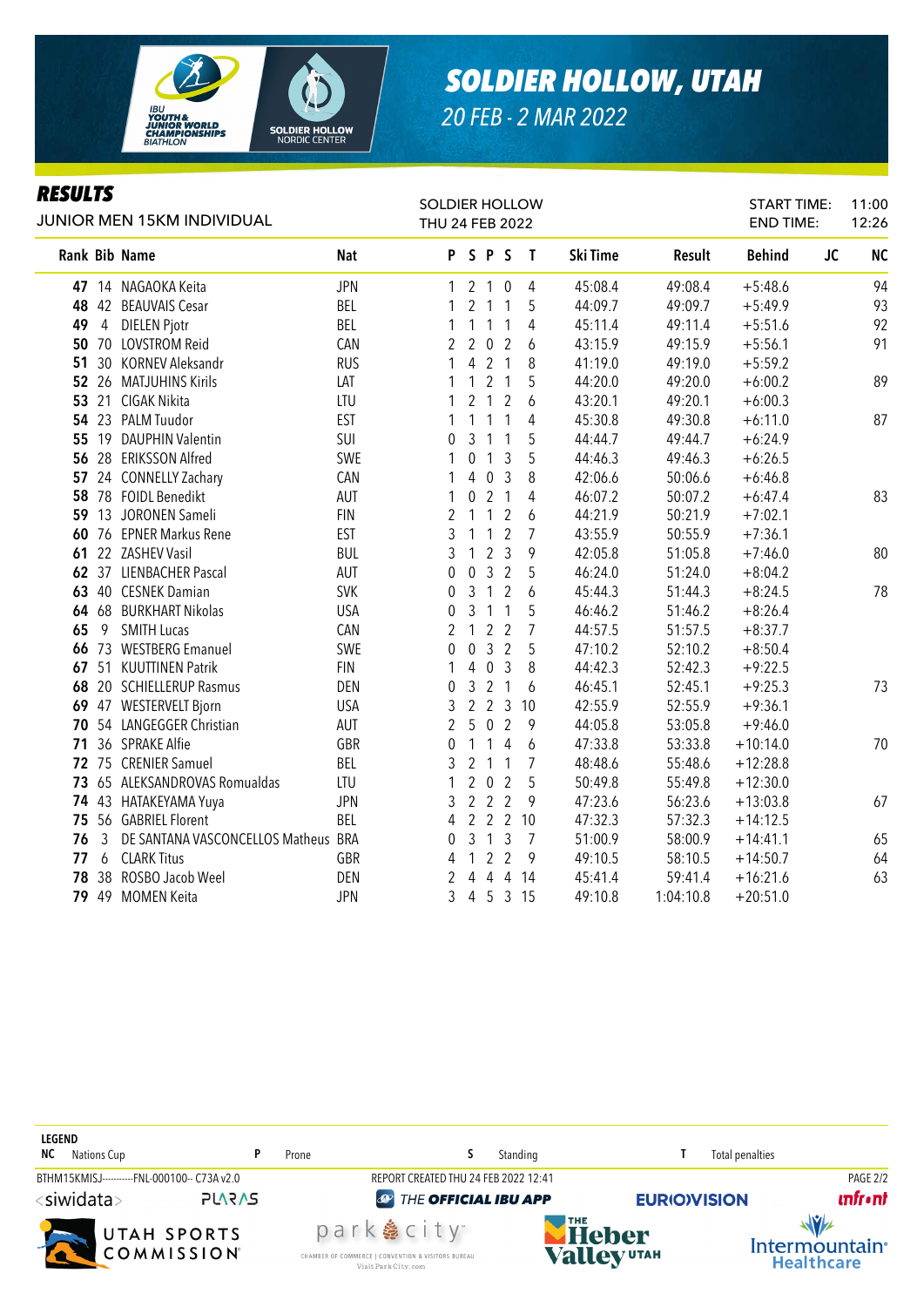# SOLDIER HOLLOW, UTAH

20 FEB - 2 MAR 2022

## RESULTS

JUNIOR MEN 15KM INDIVIDUAL

SOLDIER HOLLOW
THU 24 FEB 2022

START TIME: 11:00
END TIME: 12:26

| Rank | Bib | Name | Nat | P | S | P | S | T | Ski Time | Result | Behind | JC | NC |
|---|---|---|---|---|---|---|---|---|---|---|---|---|---|
| 47 | 14 | NAGAOKA Keita | JPN | 1 | 2 | 1 | 0 | 4 | 45:08.4 | 49:08.4 | +5:48.6 | | 94 |
| 48 | 42 | BEAUVAIS Cesar | BEL | 1 | 2 | 1 | 1 | 5 | 44:09.7 | 49:09.7 | +5:49.9 | | 93 |
| 49 | 4 | DIELEN Pjotr | BEL | 1 | 1 | 1 | 1 | 4 | 45:11.4 | 49:11.4 | +5:51.6 | | 92 |
| 50 | 70 | LOVSTROM Reid | CAN | 2 | 2 | 0 | 2 | 6 | 43:15.9 | 49:15.9 | +5:56.1 | | 91 |
| 51 | 30 | KORNEV Aleksandr | RUS | 1 | 4 | 2 | 1 | 8 | 41:19.0 | 49:19.0 | +5:59.2 | | |
| 52 | 26 | MATJUHINS Kirils | LAT | 1 | 1 | 2 | 1 | 5 | 44:20.0 | 49:20.0 | +6:00.2 | | 89 |
| 53 | 21 | CIGAK Nikita | LTU | 1 | 2 | 1 | 2 | 6 | 43:20.1 | 49:20.1 | +6:00.3 | | |
| 54 | 23 | PALM Tuudor | EST | 1 | 1 | 1 | 1 | 4 | 45:30.8 | 49:30.8 | +6:11.0 | | 87 |
| 55 | 19 | DAUPHIN Valentin | SUI | 0 | 3 | 1 | 1 | 5 | 44:44.7 | 49:44.7 | +6:24.9 | | |
| 56 | 28 | ERIKSSON Alfred | SWE | 1 | 0 | 1 | 3 | 5 | 44:46.3 | 49:46.3 | +6:26.5 | | |
| 57 | 24 | CONNELLY Zachary | CAN | 1 | 4 | 0 | 3 | 8 | 42:06.6 | 50:06.6 | +6:46.8 | | |
| 58 | 78 | FOIDL Benedikt | AUT | 1 | 0 | 2 | 1 | 4 | 46:07.2 | 50:07.2 | +6:47.4 | | 83 |
| 59 | 13 | JORONEN Sameli | FIN | 2 | 1 | 1 | 2 | 6 | 44:21.9 | 50:21.9 | +7:02.1 | | |
| 60 | 76 | EPNER Markus Rene | EST | 3 | 1 | 1 | 2 | 7 | 43:55.9 | 50:55.9 | +7:36.1 | | |
| 61 | 22 | ZASHEV Vasil | BUL | 3 | 1 | 2 | 3 | 9 | 42:05.8 | 51:05.8 | +7:46.0 | | 80 |
| 62 | 37 | LIENBACHER Pascal | AUT | 0 | 0 | 3 | 2 | 5 | 46:24.0 | 51:24.0 | +8:04.2 | | |
| 63 | 40 | CESNEK Damian | SVK | 0 | 3 | 1 | 2 | 6 | 45:44.3 | 51:44.3 | +8:24.5 | | 78 |
| 64 | 68 | BURKHART Nikolas | USA | 0 | 3 | 1 | 1 | 5 | 46:46.2 | 51:46.2 | +8:26.4 | | |
| 65 | 9 | SMITH Lucas | CAN | 2 | 1 | 2 | 2 | 7 | 44:57.5 | 51:57.5 | +8:37.7 | | |
| 66 | 73 | WESTBERG Emanuel | SWE | 0 | 0 | 3 | 2 | 5 | 47:10.2 | 52:10.2 | +8:50.4 | | |
| 67 | 51 | KUUTTINEN Patrik | FIN | 1 | 4 | 0 | 3 | 8 | 44:42.3 | 52:42.3 | +9:22.5 | | |
| 68 | 20 | SCHIELLERUP Rasmus | DEN | 0 | 3 | 2 | 1 | 6 | 46:45.1 | 52:45.1 | +9:25.3 | | 73 |
| 69 | 47 | WESTERVELT Bjorn | USA | 3 | 2 | 2 | 3 | 10 | 42:55.9 | 52:55.9 | +9:36.1 | | |
| 70 | 54 | LANGEGGER Christian | AUT | 2 | 5 | 0 | 2 | 9 | 44:05.8 | 53:05.8 | +9:46.0 | | |
| 71 | 36 | SPRAKE Alfie | GBR | 0 | 1 | 1 | 4 | 6 | 47:33.8 | 53:33.8 | +10:14.0 | | 70 |
| 72 | 75 | CRENIER Samuel | BEL | 3 | 2 | 1 | 1 | 7 | 48:48.6 | 55:48.6 | +12:28.8 | | |
| 73 | 65 | ALEKSANDROVAS Romualdas | LTU | 1 | 2 | 0 | 2 | 5 | 50:49.8 | 55:49.8 | +12:30.0 | | |
| 74 | 43 | HATAKEYAMA Yuya | JPN | 3 | 2 | 2 | 2 | 9 | 47:23.6 | 56:23.6 | +13:03.8 | | 67 |
| 75 | 56 | GABRIEL Florent | BEL | 4 | 2 | 2 | 2 | 10 | 47:32.3 | 57:32.3 | +14:12.5 | | |
| 76 | 3 | DE SANTANA VASCONCELLOS Matheus | BRA | 0 | 3 | 1 | 3 | 7 | 51:00.9 | 58:00.9 | +14:41.1 | | 65 |
| 77 | 6 | CLARK Titus | GBR | 4 | 1 | 2 | 2 | 9 | 49:10.5 | 58:10.5 | +14:50.7 | | 64 |
| 78 | 38 | ROSBO Jacob Weel | DEN | 2 | 4 | 4 | 4 | 14 | 45:41.4 | 59:41.4 | +16:21.6 | | 63 |
| 79 | 49 | MOMEN Keita | JPN | 3 | 4 | 5 | 3 | 15 | 49:10.8 | 1:04:10.8 | +20:51.0 | | |

LEGEND
NC Nations Cup | P Prone | S Standing | T Total penalties

BTHM15KMISJ-----------FNL-000100-- C73A v2.0 | REPORT CREATED THU 24 FEB 2022 12:41